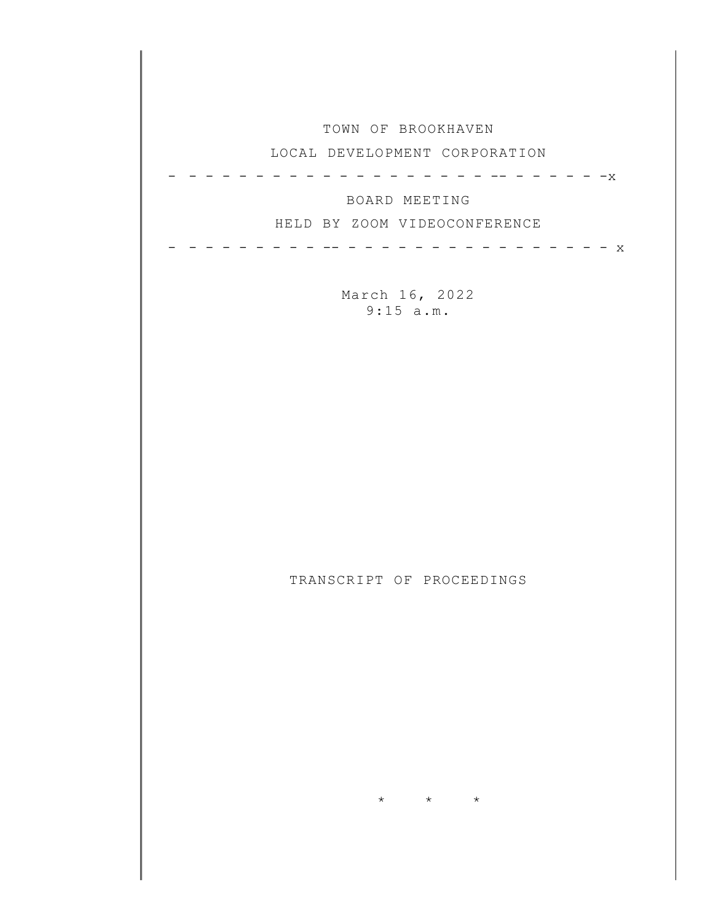TOWN OF BROOKHAVEN

LOCAL DEVELOPMENT CORPORATION

- - - - - - - - - - - - - - - - - - - - - - - - - - - - -x

BOARD MEETING

HELD BY ZOOM VIDEOCONFERENCE

- - - - - - - - - - - - - - - - - - - - - - - - - - - - - x

March 16, 2022
9:15 a.m.

TRANSCRIPT OF PROCEEDINGS

\* \* \*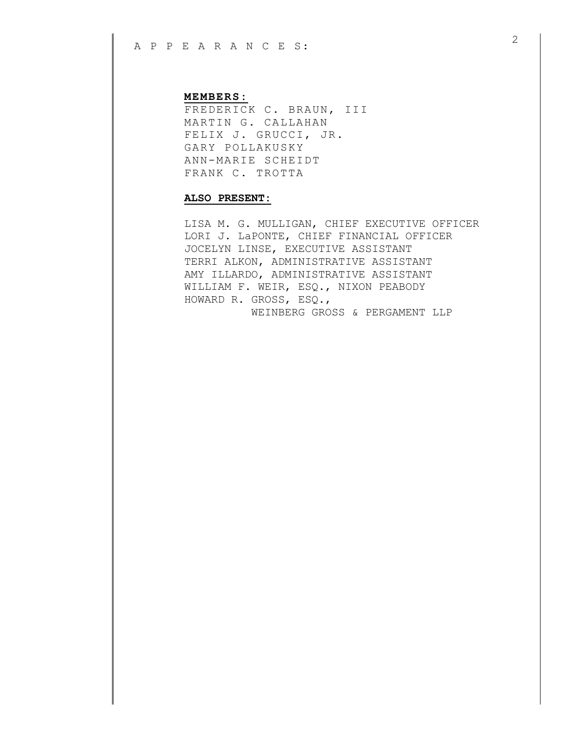A P P E A R A N C E S:

**MEMBERS:**

FREDERICK C. BRAUN, III
MARTIN G. CALLAHAN
FELIX J. GRUCCI, JR.
GARY POLLAKUSKY
ANN-MARIE SCHEIDT
FRANK C. TROTTA

**ALSO PRESENT:**

LISA M. G. MULLIGAN, CHIEF EXECUTIVE OFFICER
LORI J. LaPONTE, CHIEF FINANCIAL OFFICER
JOCELYN LINSE, EXECUTIVE ASSISTANT
TERRI ALKON, ADMINISTRATIVE ASSISTANT
AMY ILLARDO, ADMINISTRATIVE ASSISTANT
WILLIAM F. WEIR, ESQ., NIXON PEABODY
HOWARD R. GROSS, ESQ.,
WEINBERG GROSS & PERGAMENT LLP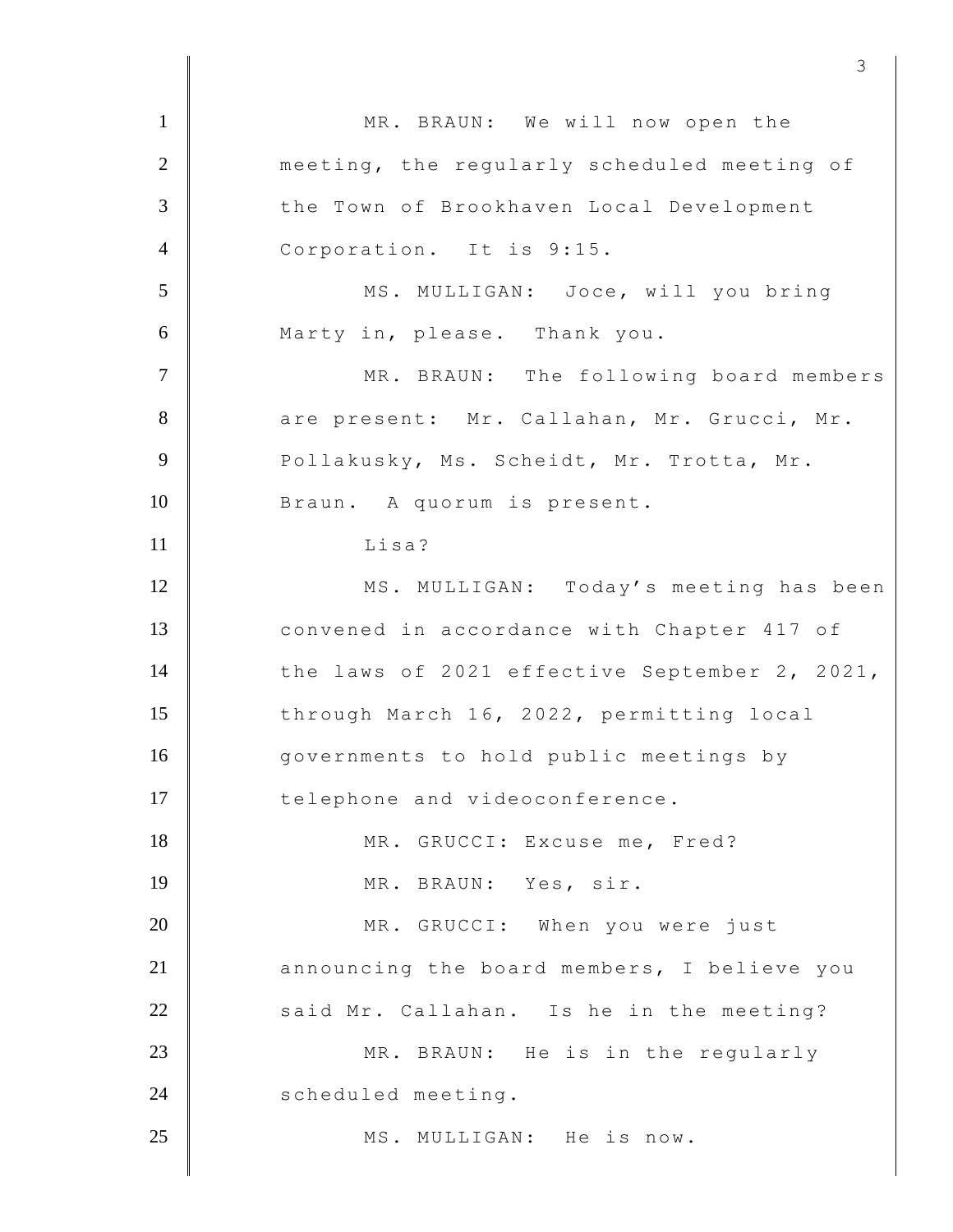MR. BRAUN: We will now open the meeting, the regularly scheduled meeting of the Town of Brookhaven Local Development Corporation. It is 9:15.

MS. MULLIGAN: Joce, will you bring Marty in, please. Thank you.

MR. BRAUN: The following board members are present: Mr. Callahan, Mr. Grucci, Mr. Pollakusky, Ms. Scheidt, Mr. Trotta, Mr. Braun. A quorum is present.

Lisa?

MS. MULLIGAN: Today's meeting has been convened in accordance with Chapter 417 of the laws of 2021 effective September 2, 2021, through March 16, 2022, permitting local governments to hold public meetings by telephone and videoconference.

MR. GRUCCI: Excuse me, Fred?

MR. BRAUN: Yes, sir.

MR. GRUCCI: When you were just announcing the board members, I believe you said Mr. Callahan. Is he in the meeting?

MR. BRAUN: He is in the regularly scheduled meeting.

MS. MULLIGAN: He is now.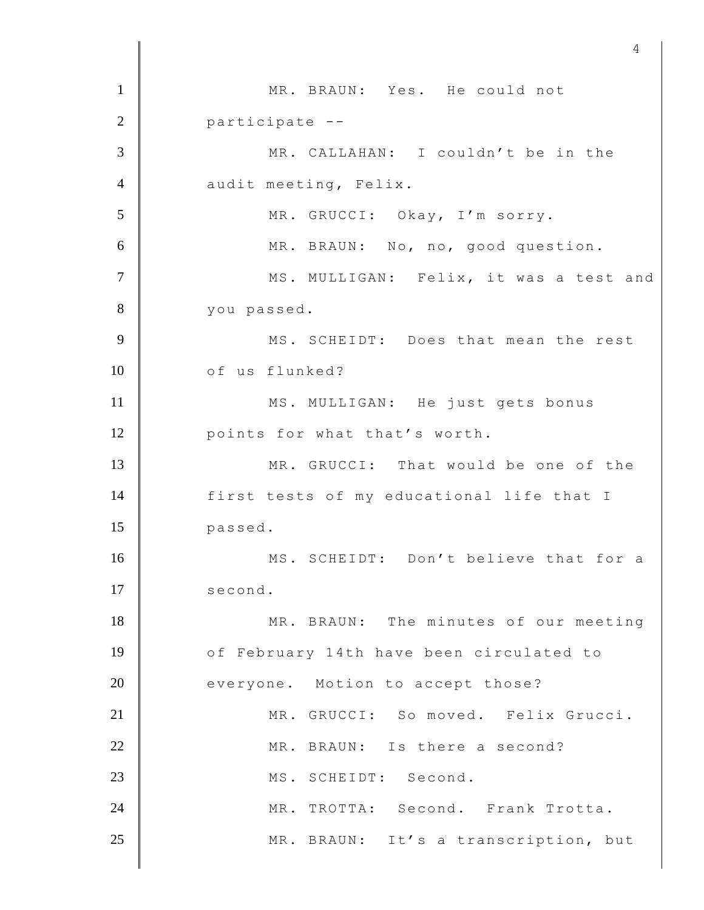MR. BRAUN: Yes. He could not participate --

MR. CALLAHAN: I couldn't be in the audit meeting, Felix.

MR. GRUCCI: Okay, I'm sorry.

MR. BRAUN: No, no, good question.

MS. MULLIGAN: Felix, it was a test and you passed.

MS. SCHEIDT: Does that mean the rest of us flunked?

MS. MULLIGAN: He just gets bonus points for what that's worth.

MR. GRUCCI: That would be one of the first tests of my educational life that I passed.

MS. SCHEIDT: Don't believe that for a second.

MR. BRAUN: The minutes of our meeting of February 14th have been circulated to everyone. Motion to accept those?

MR. GRUCCI: So moved. Felix Grucci.

MR. BRAUN: Is there a second?

MS. SCHEIDT: Second.

MR. TROTTA: Second. Frank Trotta.

MR. BRAUN: It's a transcription, but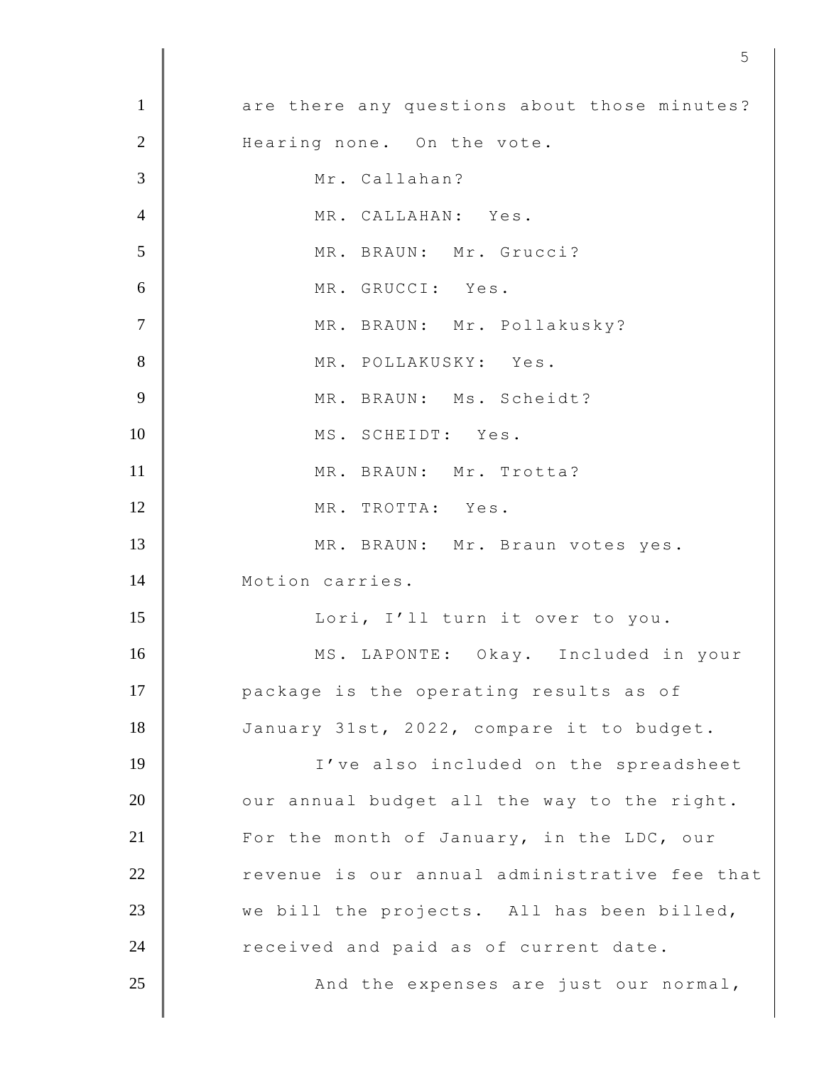are there any questions about those minutes? Hearing none. On the vote.

Mr. Callahan?

MR. CALLAHAN: Yes.

MR. BRAUN: Mr. Grucci?

MR. GRUCCI: Yes.

MR. BRAUN: Mr. Pollakusky?

MR. POLLAKUSKY: Yes.

MR. BRAUN: Ms. Scheidt?

MS. SCHEIDT: Yes.

MR. BRAUN: Mr. Trotta?

MR. TROTTA: Yes.

MR. BRAUN: Mr. Braun votes yes. Motion carries.

Lori, I'll turn it over to you.

MS. LAPONTE: Okay. Included in your package is the operating results as of January 31st, 2022, compare it to budget.

I've also included on the spreadsheet our annual budget all the way to the right. For the month of January, in the LDC, our revenue is our annual administrative fee that we bill the projects. All has been billed, received and paid as of current date.

And the expenses are just our normal,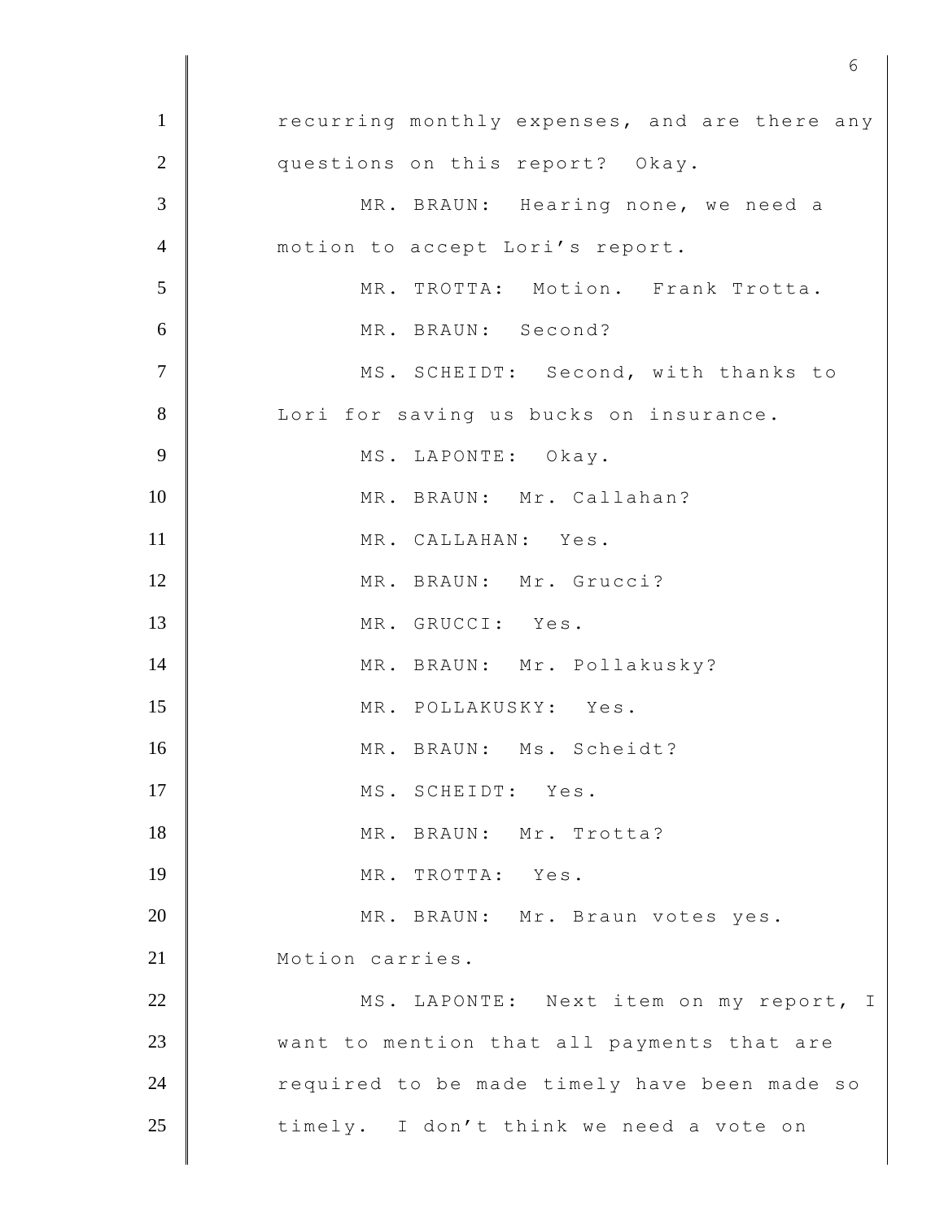recurring monthly expenses, and are there any questions on this report? Okay.

MR. BRAUN: Hearing none, we need a motion to accept Lori's report.

MR. TROTTA: Motion. Frank Trotta.

MR. BRAUN: Second?

MS. SCHEIDT: Second, with thanks to Lori for saving us bucks on insurance.

MS. LAPONTE: Okay.

MR. BRAUN: Mr. Callahan?

MR. CALLAHAN: Yes.

MR. BRAUN: Mr. Grucci?

MR. GRUCCI: Yes.

MR. BRAUN: Mr. Pollakusky?

MR. POLLAKUSKY: Yes.

MR. BRAUN: Ms. Scheidt?

MS. SCHEIDT: Yes.

MR. BRAUN: Mr. Trotta?

MR. TROTTA: Yes.

MR. BRAUN: Mr. Braun votes yes. Motion carries.

MS. LAPONTE: Next item on my report, I want to mention that all payments that are required to be made timely have been made so timely. I don't think we need a vote on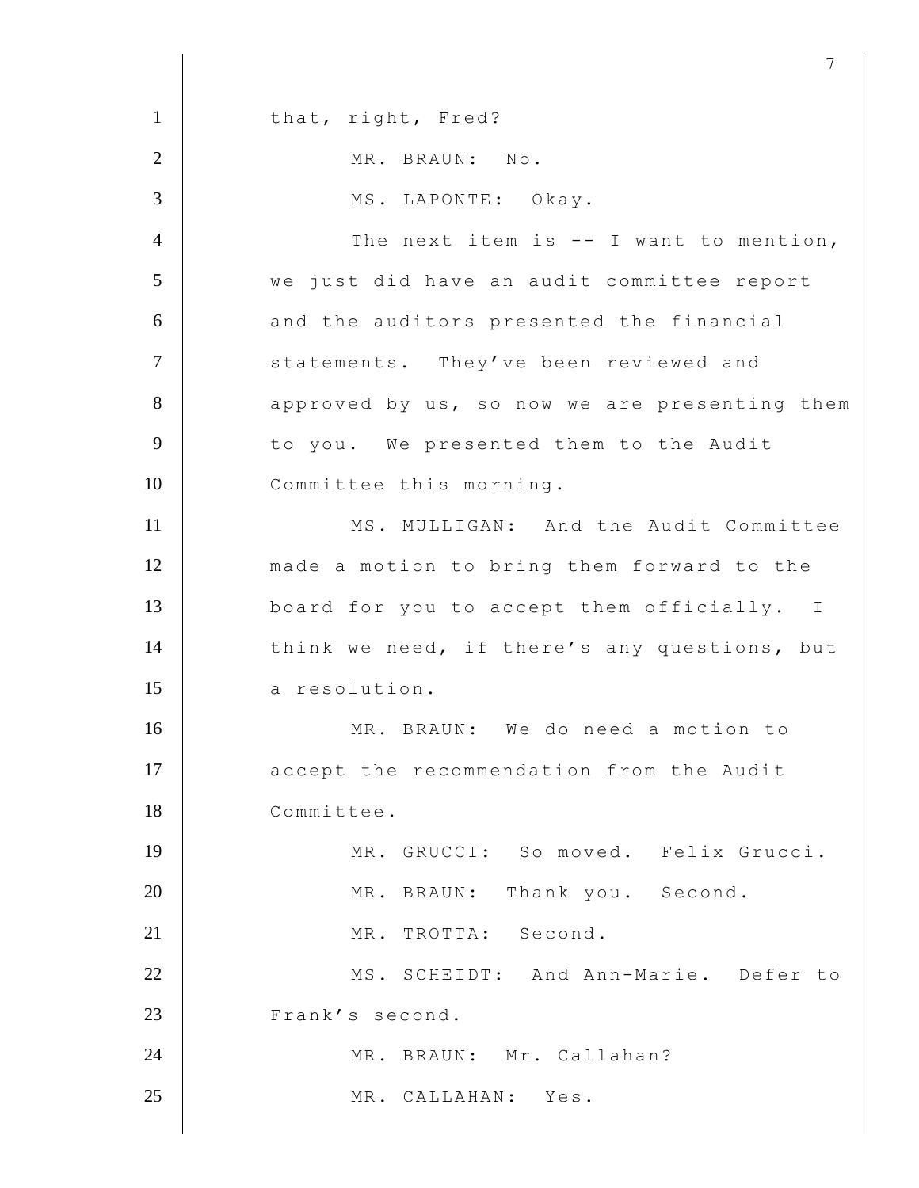that, right, Fred?

MR. BRAUN: No.

MS. LAPONTE: Okay.

The next item is -- I want to mention, we just did have an audit committee report and the auditors presented the financial statements. They've been reviewed and approved by us, so now we are presenting them to you. We presented them to the Audit Committee this morning.

MS. MULLIGAN: And the Audit Committee made a motion to bring them forward to the board for you to accept them officially. I think we need, if there's any questions, but a resolution.

MR. BRAUN: We do need a motion to accept the recommendation from the Audit Committee.

MR. GRUCCI: So moved. Felix Grucci.

MR. BRAUN: Thank you. Second.

MR. TROTTA: Second.

MS. SCHEIDT: And Ann-Marie. Defer to Frank's second.

MR. BRAUN: Mr. Callahan?

MR. CALLAHAN: Yes.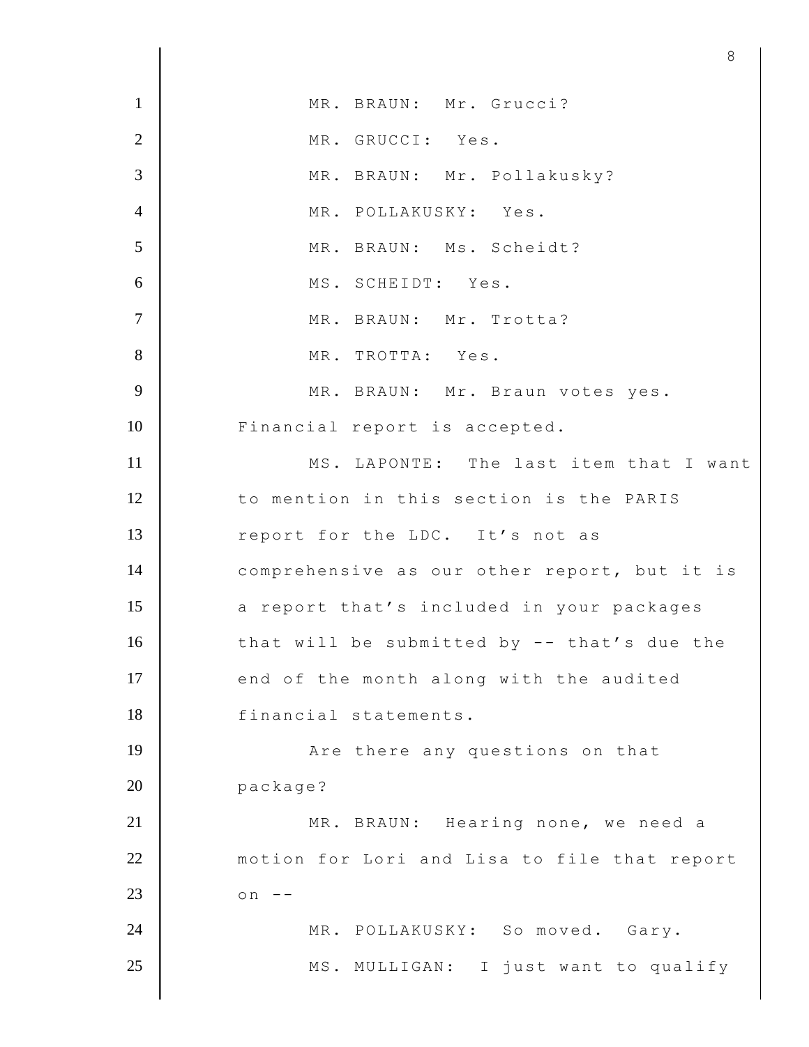MR. BRAUN: Mr. Grucci?

MR. GRUCCI: Yes.

MR. BRAUN: Mr. Pollakusky?

MR. POLLAKUSKY: Yes.

MR. BRAUN: Ms. Scheidt?

MS. SCHEIDT: Yes.

MR. BRAUN: Mr. Trotta?

MR. TROTTA: Yes.

MR. BRAUN: Mr. Braun votes yes. Financial report is accepted.

MS. LAPONTE: The last item that I want to mention in this section is the PARIS report for the LDC. It's not as comprehensive as our other report, but it is a report that's included in your packages that will be submitted by -- that's due the end of the month along with the audited financial statements.

Are there any questions on that package?

MR. BRAUN: Hearing none, we need a motion for Lori and Lisa to file that report on --

MR. POLLAKUSKY: So moved. Gary.

MS. MULLIGAN: I just want to qualify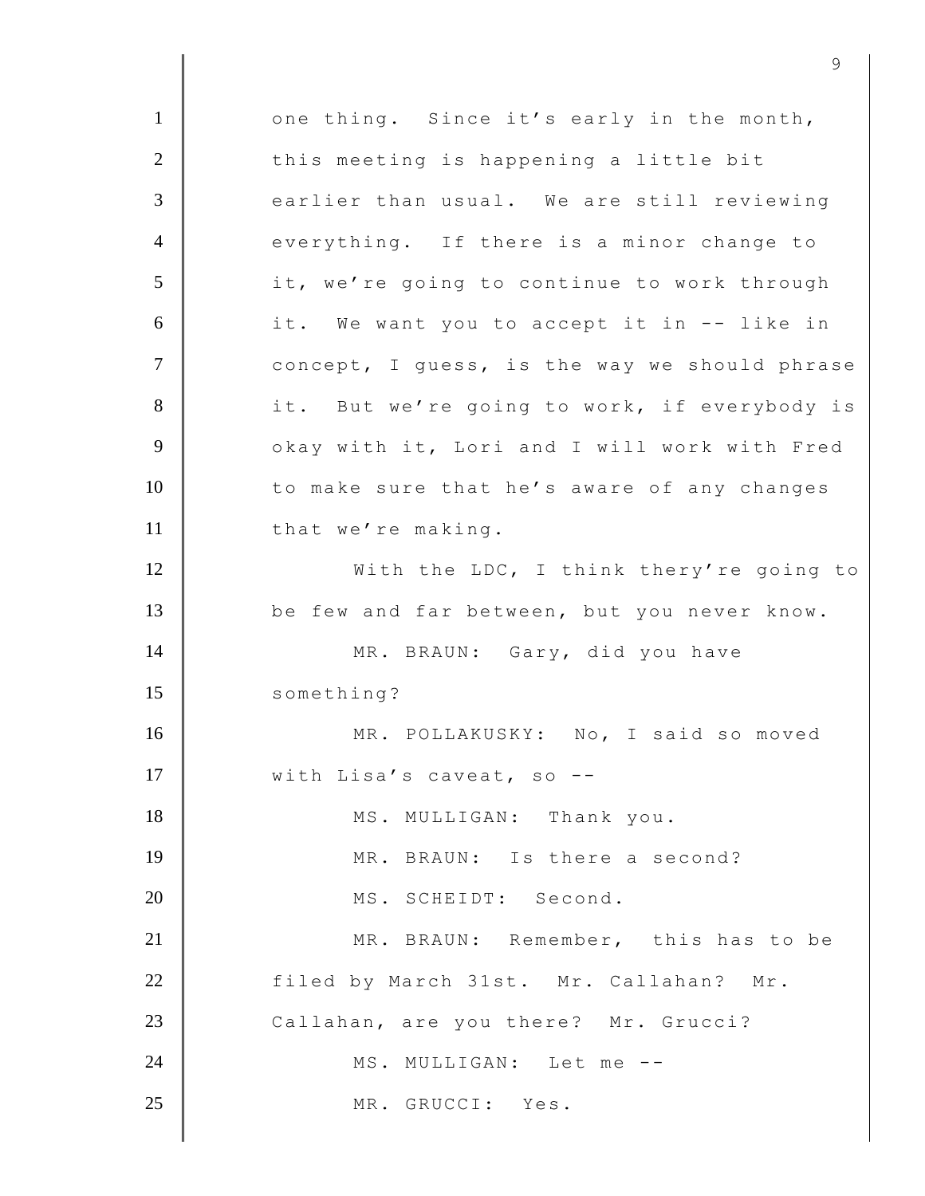one thing. Since it’s early in the month, this meeting is happening a little bit earlier than usual. We are still reviewing everything. If there is a minor change to it, we’re going to continue to work through it. We want you to accept it in -- like in concept, I guess, is the way we should phrase it. But we’re going to work, if everybody is okay with it, Lori and I will work with Fred to make sure that he’s aware of any changes that we’re making.

With the LDC, I think thery’re going to be few and far between, but you never know.

MR. BRAUN: Gary, did you have something?

MR. POLLAKUSKY: No, I said so moved with Lisa’s caveat, so --

MS. MULLIGAN: Thank you.

MR. BRAUN: Is there a second?

MS. SCHEIDT: Second.

MR. BRAUN: Remember, this has to be filed by March 31st. Mr. Callahan? Mr. Callahan, are you there? Mr. Grucci?

MS. MULLIGAN: Let me --

MR. GRUCCI: Yes.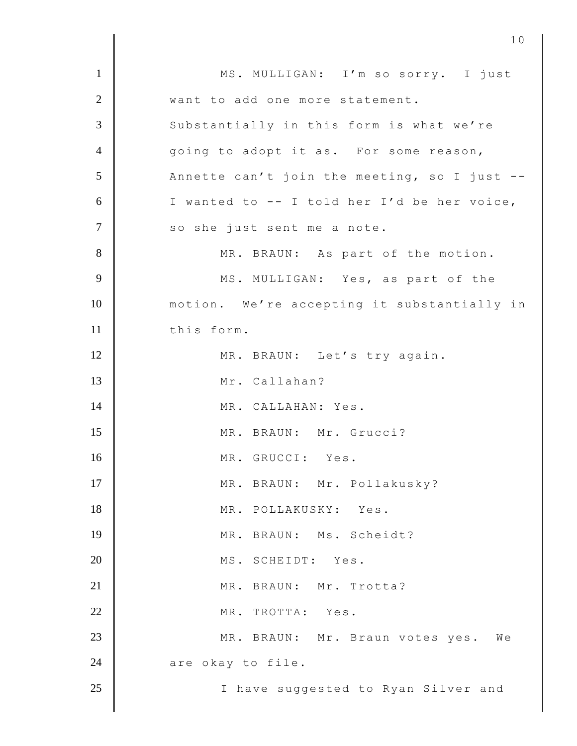MS. MULLIGAN: I'm so sorry. I just want to add one more statement. Substantially in this form is what we're going to adopt it as. For some reason, Annette can't join the meeting, so I just -- I wanted to -- I told her I'd be her voice, so she just sent me a note.

MR. BRAUN: As part of the motion.

MS. MULLIGAN: Yes, as part of the motion. We're accepting it substantially in this form.

MR. BRAUN: Let's try again.

Mr. Callahan?

MR. CALLAHAN: Yes.

MR. BRAUN: Mr. Grucci?

MR. GRUCCI: Yes.

MR. BRAUN: Mr. Pollakusky?

MR. POLLAKUSKY: Yes.

MR. BRAUN: Ms. Scheidt?

MS. SCHEIDT: Yes.

MR. BRAUN: Mr. Trotta?

MR. TROTTA: Yes.

MR. BRAUN: Mr. Braun votes yes. We are okay to file.

I have suggested to Ryan Silver and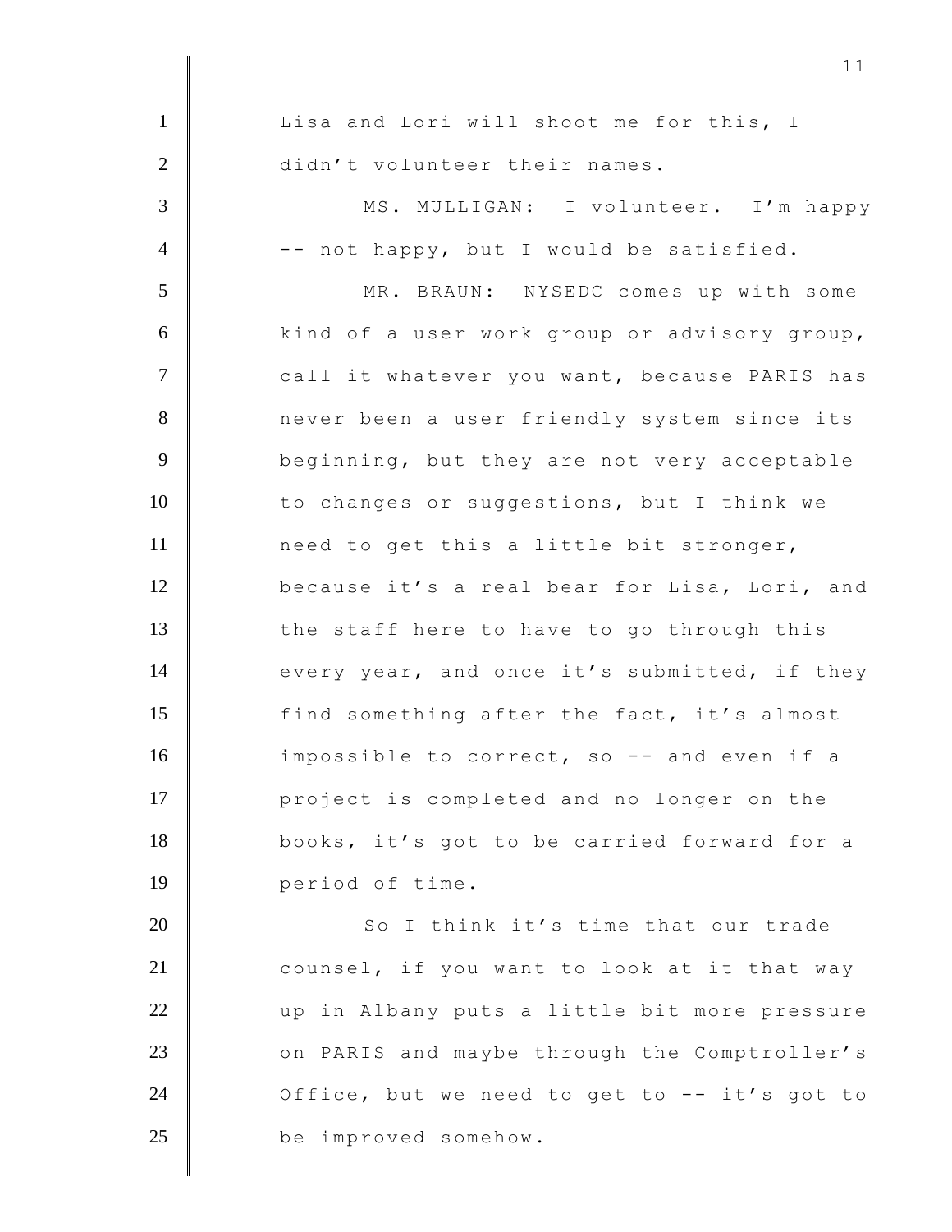Lisa and Lori will shoot me for this, I didn't volunteer their names.

MS. MULLIGAN: I volunteer. I'm happy -- not happy, but I would be satisfied.

MR. BRAUN: NYSEDC comes up with some kind of a user work group or advisory group, call it whatever you want, because PARIS has never been a user friendly system since its beginning, but they are not very acceptable to changes or suggestions, but I think we need to get this a little bit stronger, because it's a real bear for Lisa, Lori, and the staff here to have to go through this every year, and once it's submitted, if they find something after the fact, it's almost impossible to correct, so -- and even if a project is completed and no longer on the books, it's got to be carried forward for a period of time.

So I think it's time that our trade counsel, if you want to look at it that way up in Albany puts a little bit more pressure on PARIS and maybe through the Comptroller's Office, but we need to get to -- it's got to be improved somehow.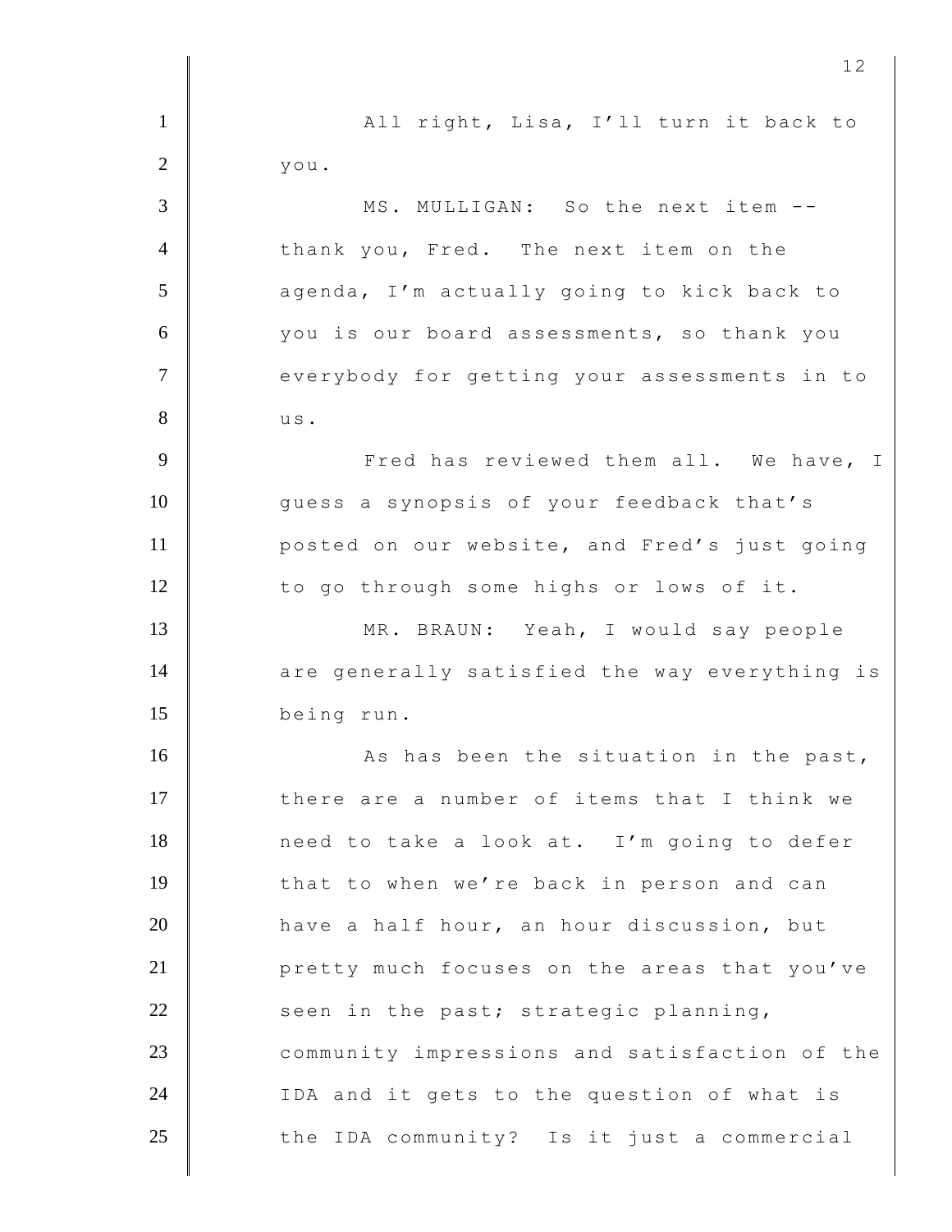All right, Lisa, I'll turn it back to you.

MS. MULLIGAN: So the next item -- thank you, Fred. The next item on the agenda, I'm actually going to kick back to you is our board assessments, so thank you everybody for getting your assessments in to us.

Fred has reviewed them all. We have, I guess a synopsis of your feedback that's posted on our website, and Fred's just going to go through some highs or lows of it.

MR. BRAUN: Yeah, I would say people are generally satisfied the way everything is being run.

As has been the situation in the past, there are a number of items that I think we need to take a look at. I'm going to defer that to when we're back in person and can have a half hour, an hour discussion, but pretty much focuses on the areas that you've seen in the past; strategic planning, community impressions and satisfaction of the IDA and it gets to the question of what is the IDA community? Is it just a commercial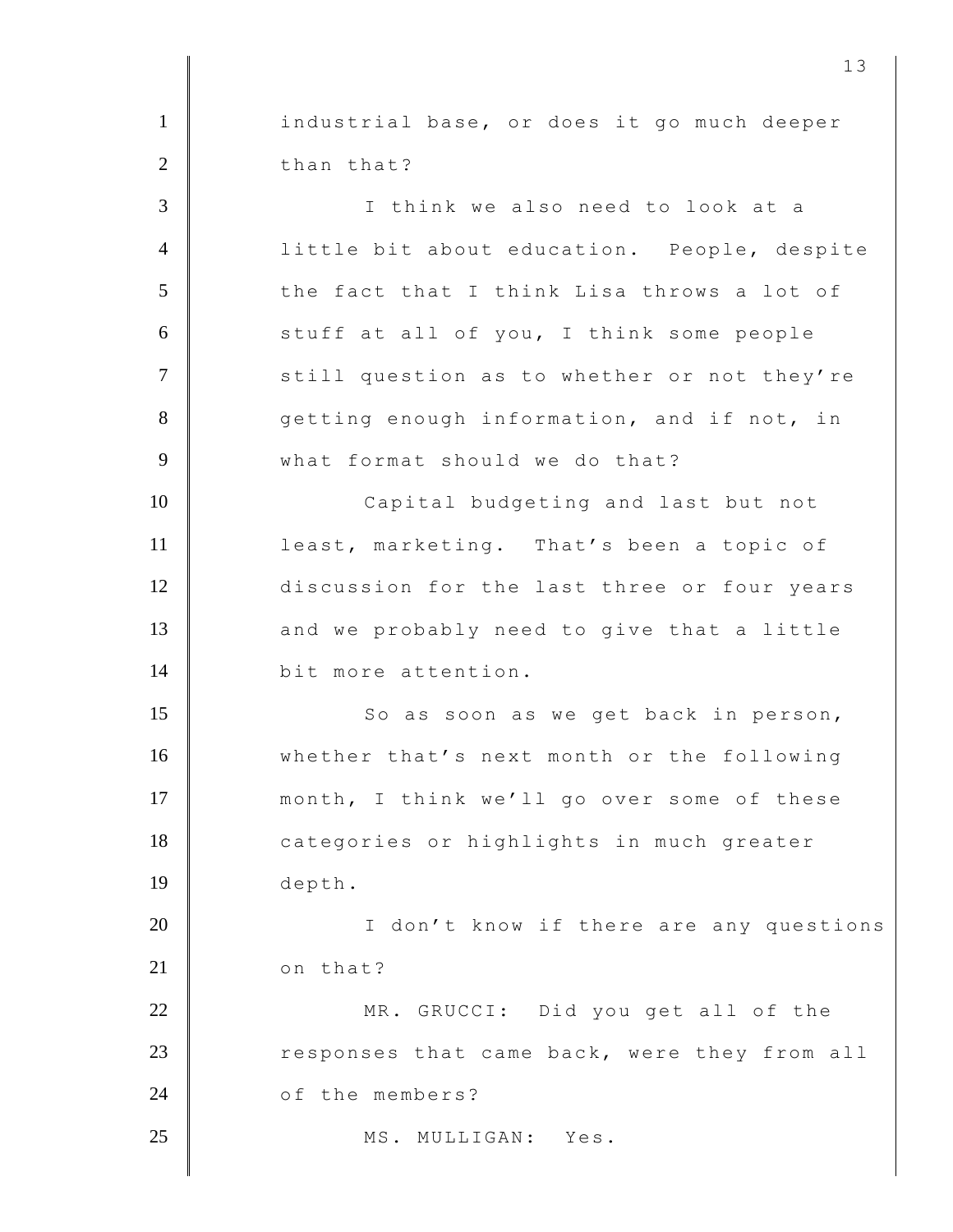industrial base, or does it go much deeper than that?

I think we also need to look at a little bit about education. People, despite the fact that I think Lisa throws a lot of stuff at all of you, I think some people still question as to whether or not they're getting enough information, and if not, in what format should we do that?

Capital budgeting and last but not least, marketing. That's been a topic of discussion for the last three or four years and we probably need to give that a little bit more attention.

So as soon as we get back in person, whether that's next month or the following month, I think we'll go over some of these categories or highlights in much greater depth.

I don't know if there are any questions on that?

MR. GRUCCI: Did you get all of the responses that came back, were they from all of the members?

MS. MULLIGAN: Yes.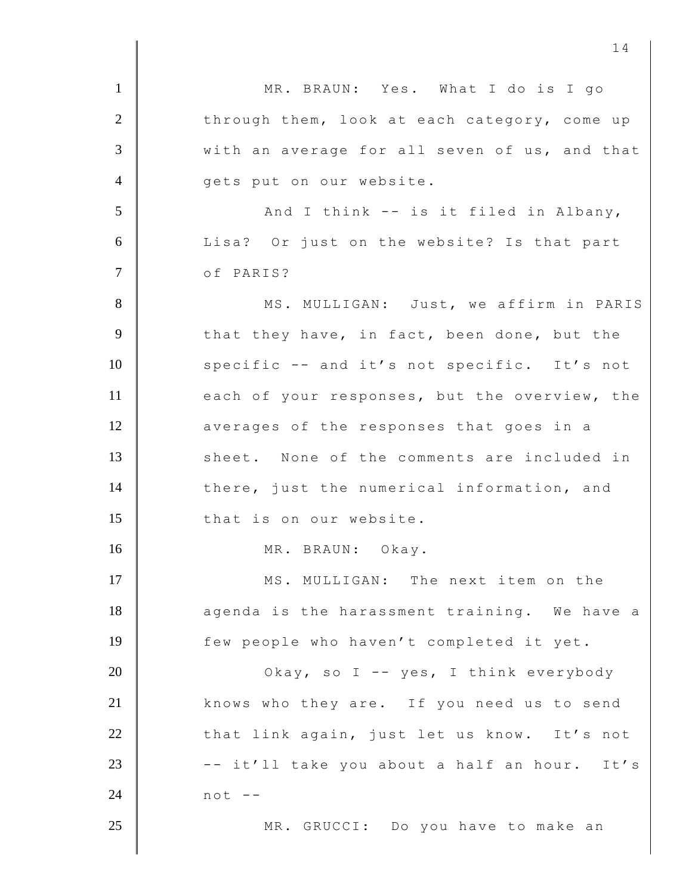MR. BRAUN: Yes. What I do is I go through them, look at each category, come up with an average for all seven of us, and that gets put on our website.

And I think -- is it filed in Albany, Lisa? Or just on the website? Is that part of PARIS?

MS. MULLIGAN: Just, we affirm in PARIS that they have, in fact, been done, but the specific -- and it's not specific. It's not each of your responses, but the overview, the averages of the responses that goes in a sheet. None of the comments are included in there, just the numerical information, and that is on our website.

MR. BRAUN: Okay.

MS. MULLIGAN: The next item on the agenda is the harassment training. We have a few people who haven't completed it yet.

Okay, so I -- yes, I think everybody knows who they are. If you need us to send that link again, just let us know. It's not -- it'll take you about a half an hour. It's not --

MR. GRUCCI: Do you have to make an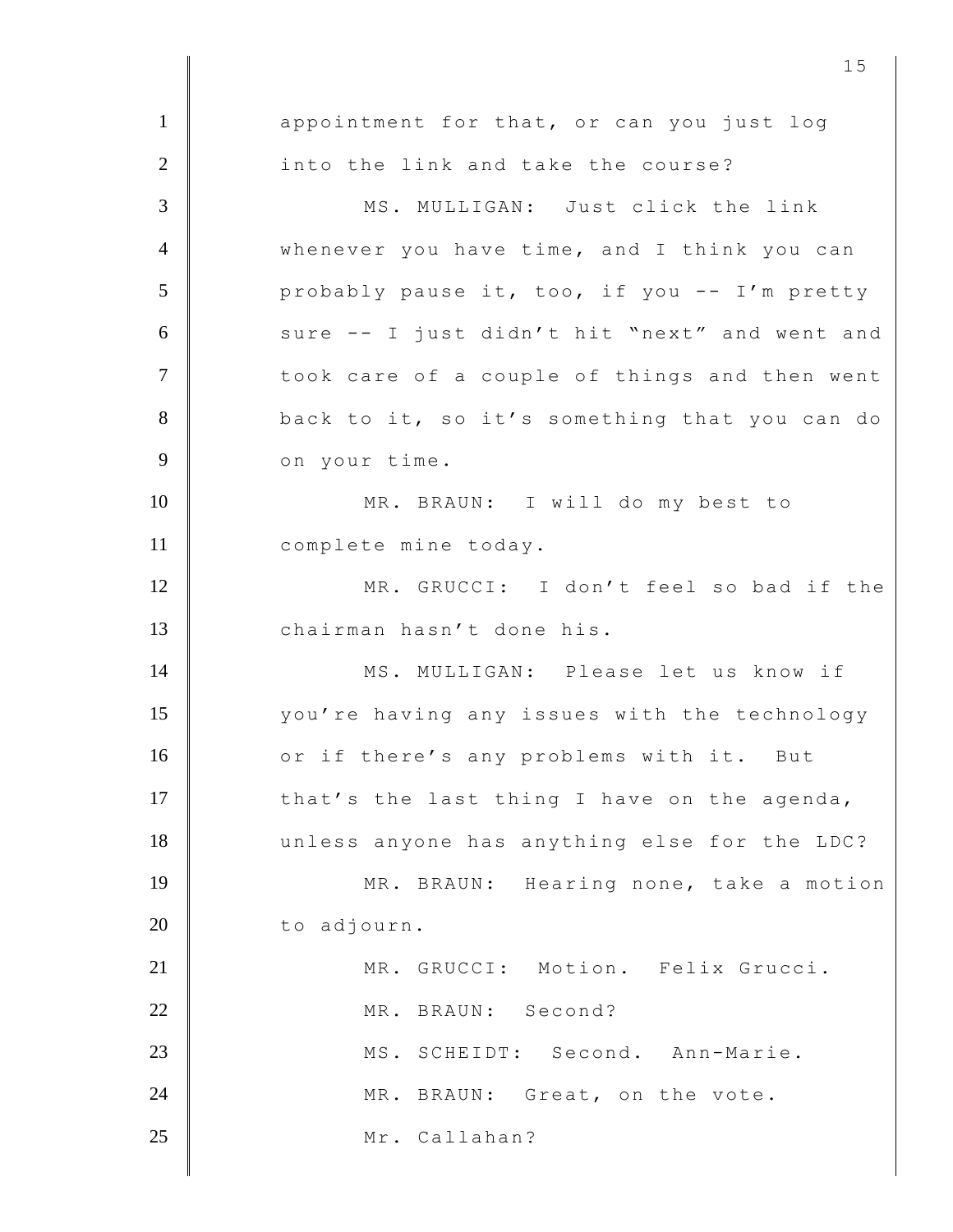appointment for that, or can you just log into the link and take the course?

MS. MULLIGAN: Just click the link whenever you have time, and I think you can probably pause it, too, if you -- I'm pretty sure -- I just didn't hit "next" and went and took care of a couple of things and then went back to it, so it's something that you can do on your time.

MR. BRAUN: I will do my best to complete mine today.

MR. GRUCCI: I don't feel so bad if the chairman hasn't done his.

MS. MULLIGAN: Please let us know if you're having any issues with the technology or if there's any problems with it. But that's the last thing I have on the agenda, unless anyone has anything else for the LDC?

MR. BRAUN: Hearing none, take a motion to adjourn.

MR. GRUCCI: Motion. Felix Grucci.

MR. BRAUN: Second?

MS. SCHEIDT: Second. Ann-Marie.

MR. BRAUN: Great, on the vote.

Mr. Callahan?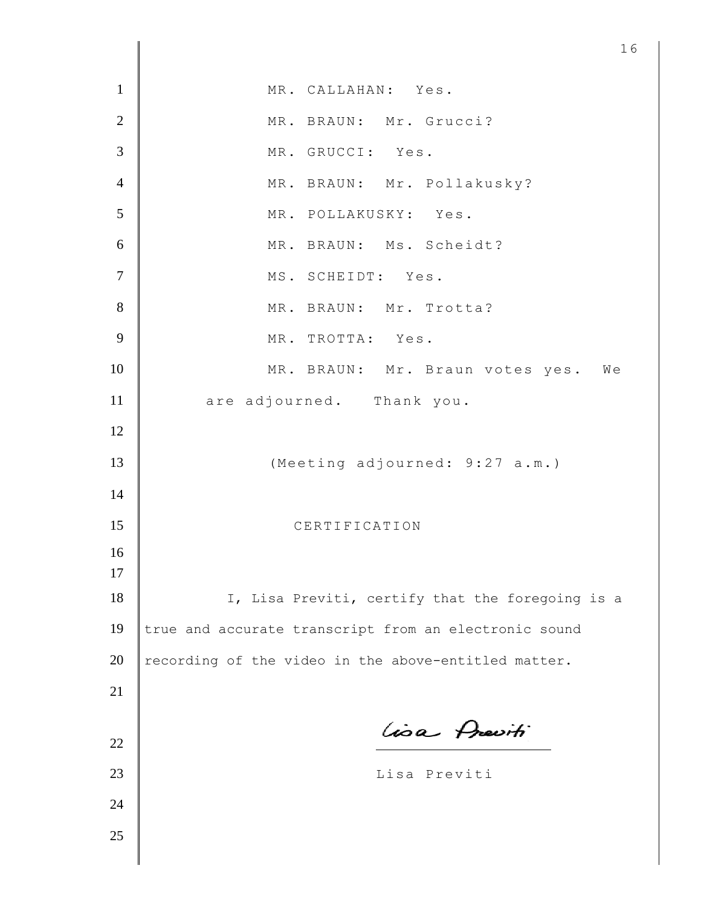MR. CALLAHAN: Yes.

MR. BRAUN: Mr. Grucci?

MR. GRUCCI: Yes.

MR. BRAUN: Mr. Pollakusky?

MR. POLLAKUSKY: Yes.

MR. BRAUN: Ms. Scheidt?

MS. SCHEIDT: Yes.

MR. BRAUN: Mr. Trotta?

MR. TROTTA: Yes.

MR. BRAUN: Mr. Braun votes yes. We are adjourned. Thank you.

(Meeting adjourned: 9:27 a.m.)

CERTIFICATION

I, Lisa Previti, certify that the foregoing is a true and accurate transcript from an electronic sound recording of the video in the above-entitled matter.

Lisa Previti

Lisa Previti